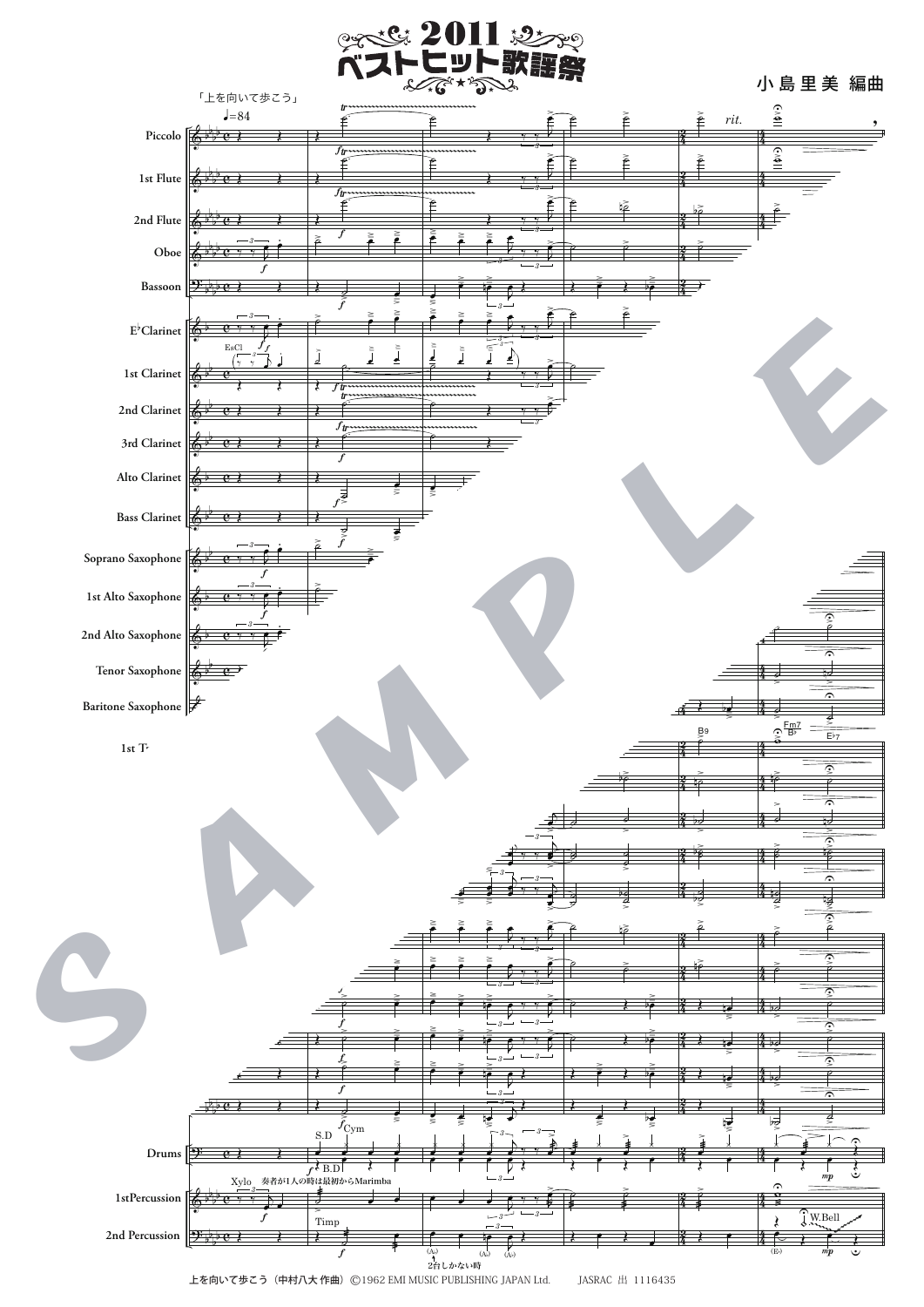# 2011 ベストヒット歌謡祭

小島里美 編曲

「上を向いて歩こう」

上を向いて歩こう（中村八大 作曲）©1962 EMI MUSIC PUBLISHING JAPAN Ltd.　JASRAC 出 1116435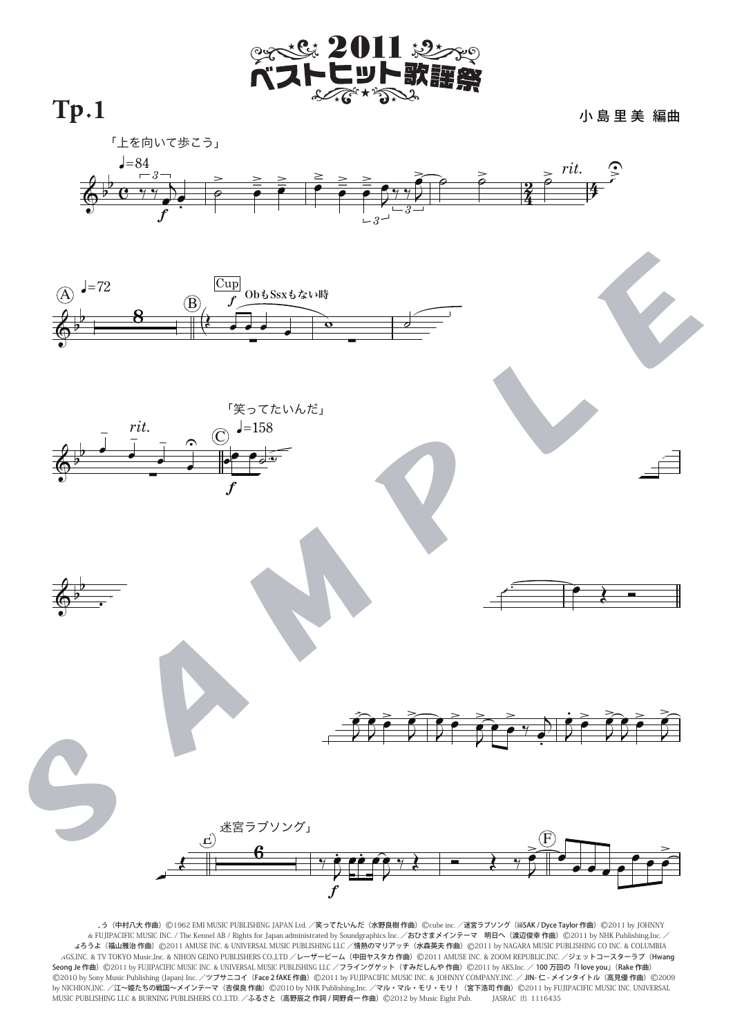# 2011 ベストヒット歌謡祭

## Tp.1

小島里美 編曲

「上を向いて歩こう」

「笑ってたいんだ」

迷宮ラブソング」

…う（中村八大 作曲）©1962 EMI MUSIC PUBLISHING JAPAN Ltd. ／笑ってたいんだ（水野良樹 作曲）©cube inc. ／迷宮ラブソング（iiiSAK / Dyce Taylor 作曲）©2011 by JOHNNY & FUJIPACIFIC MUSIC INC. / The Kennel AB / Rights for Japan administrated by Soundgraphics Inc. ／おひさまメインテーマ　明日へ（渡辺俊幸 作曲）©2011 by NHK Publishing,Inc. ／…ろうよ（福山雅治 作曲）©2011 AMUSE INC. & UNIVERSAL MUSIC PUBLISHING LLC ／情熱のマリアッチ（水森英夫 作曲）©2011 by NAGARA MUSIC PUBLISHING CO INC. & COLUMBIA …NGS,INC. & TV TOKYO Music,Inc. & NIHON GEINO PUBLISHERS CO.,LTD ／レーザービーム（中田ヤスタカ 作曲）©2011 AMUSE INC. & ZOOM REPUBLIC.INC. ／ジェットコースターラブ（Hwang Seong Je 作曲）©2011 by FUJIPACIFIC MUSIC INC. & UNIVERSAL MUSIC PUBLISHING LLC ／フライングゲット（すみだしんや 作曲）©2011 by AKS,Inc. ／ 100 万回の「I love you」（Rake 作曲）©2010 by Sony Music Publishing (Japan) Inc. ／ツブサニコイ（Face 2 fAKE 作曲）©2011 by FUJIPACIFIC MUSIC INC. & JOHNNY COMPANY,INC. ／ JIN- 仁 - メインタイトル（高見優 作曲）©2009 by NICHION,INC. ／江〜姫たちの戦国〜メインテーマ（吉俣良 作曲）©2010 by NHK Publishing,Inc. ／マル・マル・モリ・モリ！（宮下浩司 作曲）©2011 by FUJIPACIFIC MUSIC INC. UNIVERSAL MUSIC PUBLISHING LLC & BURNING PUBLISHERS CO.,LTD. ／ふるさと（高野辰之 作詞 / 岡野貞一 作曲）©2012 by Music Eight Pub.　　JASRAC 出 1116435